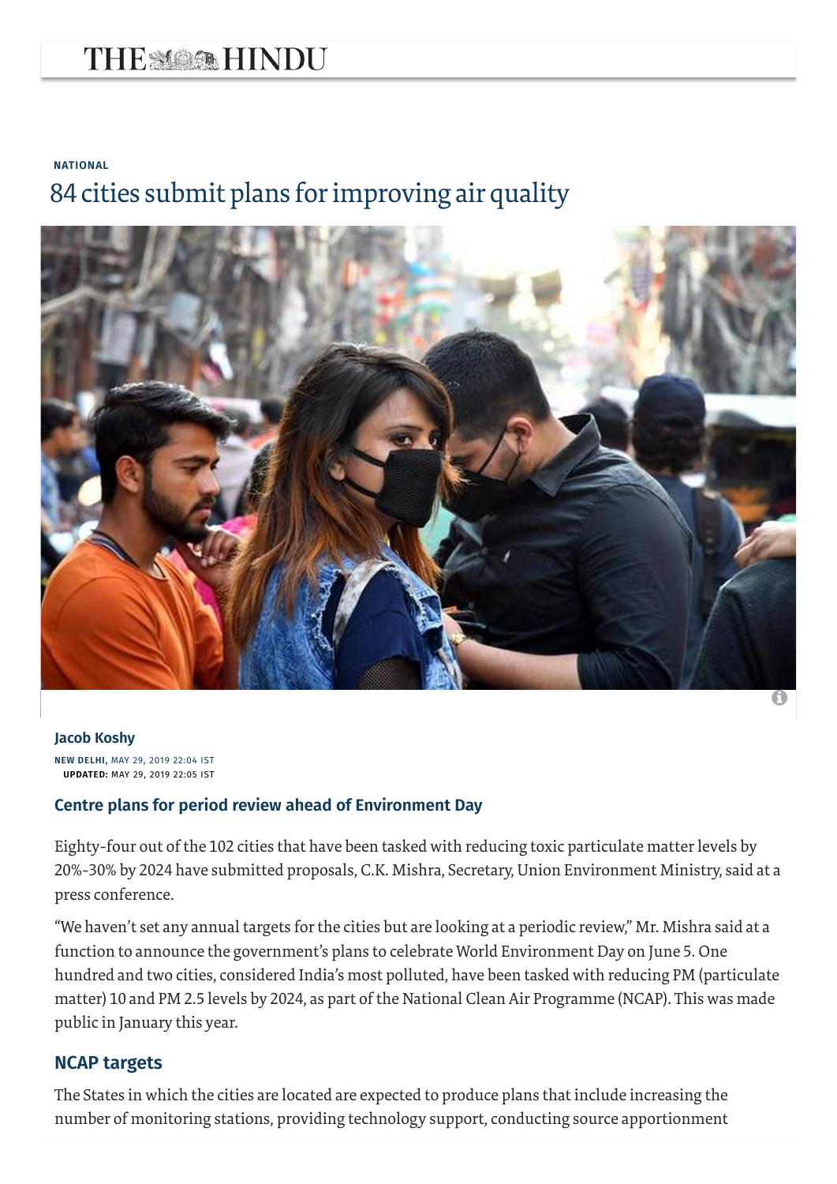NATIONAL

# 84 cities submit plans for improving air quality

**Jacob Koshy**

**NEW DELHI,** MAY 29, 2019 22:04 IST
**UPDATED:** MAY 29, 2019 22:05 IST

## Centre plans for period review ahead of Environment Day

Eighty-four out of the 102 cities that have been tasked with reducing toxic particulate matter levels by 20%-30% by 2024 have submitted proposals, C.K. Mishra, Secretary, Union Environment Ministry, said at a press conference.

"We haven't set any annual targets for the cities but are looking at a periodic review," Mr. Mishra said at a function to announce the government's plans to celebrate World Environment Day on June 5. One hundred and two cities, considered India's most polluted, have been tasked with reducing PM (particulate matter) 10 and PM 2.5 levels by 2024, as part of the National Clean Air Programme (NCAP). This was made public in January this year.

## NCAP targets

The States in which the cities are located are expected to produce plans that include increasing the number of monitoring stations, providing technology support, conducting source apportionment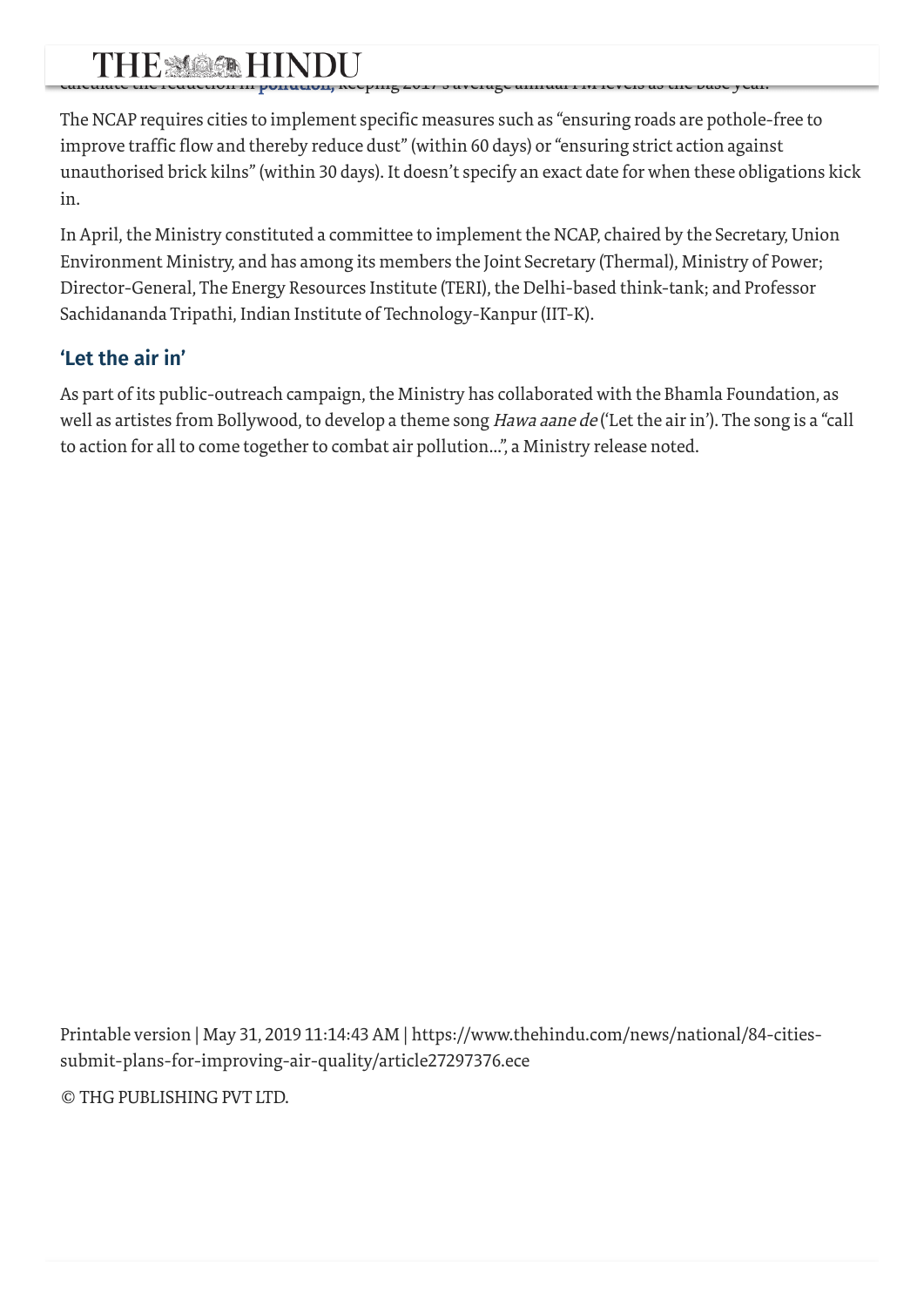calculate the reduction in pollution, keeping 2017's average annual PM levels as the base year.

The NCAP requires cities to implement specific measures such as "ensuring roads are pothole-free to improve traffic flow and thereby reduce dust" (within 60 days) or "ensuring strict action against unauthorised brick kilns" (within 30 days). It doesn't specify an exact date for when these obligations kick in.

In April, the Ministry constituted a committee to implement the NCAP, chaired by the Secretary, Union Environment Ministry, and has among its members the Joint Secretary (Thermal), Ministry of Power; Director-General, The Energy Resources Institute (TERI), the Delhi-based think-tank; and Professor Sachidananda Tripathi, Indian Institute of Technology-Kanpur (IIT-K).

## 'Let the air in'

As part of its public-outreach campaign, the Ministry has collaborated with the Bhamla Foundation, as well as artistes from Bollywood, to develop a theme song *Hawa aane de* ('Let the air in'). The song is a "call to action for all to come together to combat air pollution...", a Ministry release noted.

Printable version | May 31, 2019 11:14:43 AM | https://www.thehindu.com/news/national/84-cities-submit-plans-for-improving-air-quality/article27297376.ece

© THG PUBLISHING PVT LTD.